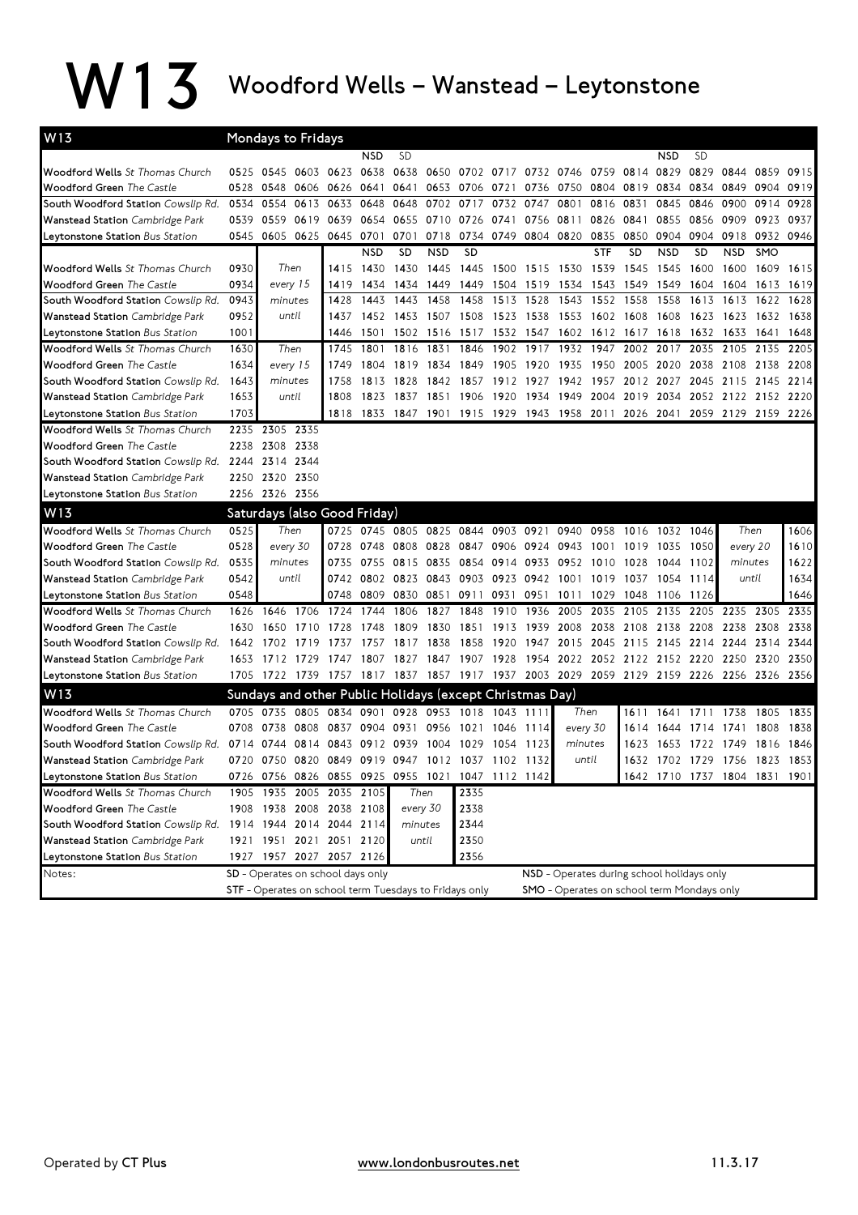# W13 Woodford Wells – Wanstead – Leytonstone

## W13 Mondays to Fridays

| W13 | | | | | | | | | | | | | | | | | | |
|---|---|---|---|---|---|---|---|---|---|---|---|---|---|---|---|---|---|---|
| | | | | | NSD | SD | | | | | | | | | NSD | SD | | |
| Woodford Wells *St Thomas Church* | 0525 | 0545 | 0603 | 0623 | 0638 | 0638 | 0650 | 0702 | 0717 | 0732 | 0746 | 0759 | 0814 | 0829 | 0829 | 0844 | 0859 | 0915 |
| Woodford Green *The Castle* | 0528 | 0548 | 0606 | 0626 | 0641 | 0641 | 0653 | 0706 | 0721 | 0736 | 0750 | 0804 | 0819 | 0834 | 0834 | 0849 | 0904 | 0919 |
| South Woodford Station *Cowslip Rd.* | 0534 | 0554 | 0613 | 0633 | 0648 | 0648 | 0702 | 0717 | 0732 | 0747 | 0801 | 0816 | 0831 | 0845 | 0846 | 0900 | 0914 | 0928 |
| Wanstead Station *Cambridge Park* | 0539 | 0559 | 0619 | 0639 | 0654 | 0655 | 0710 | 0726 | 0741 | 0756 | 0811 | 0826 | 0841 | 0855 | 0856 | 0909 | 0923 | 0937 |
| Leytonstone Station *Bus Station* | 0545 | 0605 | 0625 | 0645 | 0701 | 0701 | 0718 | 0734 | 0749 | 0804 | 0820 | 0835 | 0850 | 0904 | 0904 | 0918 | 0932 | 0946 |

| | | | | | | | | | | | | | | | | | |
|---|---|---|---|---|---|---|---|---|---|---|---|---|---|---|---|---|---|
| | | | | NSD | SD | NSD | SD | | | | STF | SD | NSD | SD | NSD | SMO | |
| Woodford Wells *St Thomas Church* | 0930 | Then every 15 minutes until | 1415 | 1430 | 1430 | 1445 | 1445 | 1500 | 1515 | 1530 | 1539 | 1545 | 1545 | 1600 | 1600 | 1609 | 1615 |
| Woodford Green *The Castle* | 0934 | | 1419 | 1434 | 1434 | 1449 | 1449 | 1504 | 1519 | 1534 | 1543 | 1549 | 1549 | 1604 | 1604 | 1613 | 1619 |
| South Woodford Station *Cowslip Rd.* | 0943 | | 1428 | 1443 | 1443 | 1458 | 1458 | 1513 | 1528 | 1543 | 1552 | 1558 | 1558 | 1613 | 1613 | 1622 | 1628 |
| Wanstead Station *Cambridge Park* | 0952 | | 1437 | 1452 | 1453 | 1507 | 1508 | 1523 | 1538 | 1553 | 1602 | 1608 | 1608 | 1623 | 1623 | 1632 | 1638 |
| Leytonstone Station *Bus Station* | 1001 | | 1446 | 1501 | 1502 | 1516 | 1517 | 1532 | 1547 | 1602 | 1612 | 1617 | 1618 | 1632 | 1633 | 1641 | 1648 |

| | | | | | | | | | | | | | | | | |
|---|---|---|---|---|---|---|---|---|---|---|---|---|---|---|---|---|
| Woodford Wells *St Thomas Church* | 1630 | Then every 15 minutes until | 1745 | 1801 | 1816 | 1831 | 1846 | 1902 | 1917 | 1932 | 1947 | 2002 | 2017 | 2035 | 2105 | 2135 | 2205 |
| Woodford Green *The Castle* | 1634 | | 1749 | 1804 | 1819 | 1834 | 1849 | 1905 | 1920 | 1935 | 1950 | 2005 | 2020 | 2038 | 2108 | 2138 | 2208 |
| South Woodford Station *Cowslip Rd.* | 1643 | | 1758 | 1813 | 1828 | 1842 | 1857 | 1912 | 1927 | 1942 | 1957 | 2012 | 2027 | 2045 | 2115 | 2145 | 2214 |
| Wanstead Station *Cambridge Park* | 1653 | | 1808 | 1823 | 1837 | 1851 | 1906 | 1920 | 1934 | 1949 | 2004 | 2019 | 2034 | 2052 | 2122 | 2152 | 2220 |
| Leytonstone Station *Bus Station* | 1703 | | 1818 | 1833 | 1847 | 1901 | 1915 | 1929 | 1943 | 1958 | 2011 | 2026 | 2041 | 2059 | 2129 | 2159 | 2226 |

| | | | |
|---|---|---|---|
| Woodford Wells *St Thomas Church* | 2235 | 2305 | 2335 |
| Woodford Green *The Castle* | 2238 | 2308 | 2338 |
| South Woodford Station *Cowslip Rd.* | 2244 | 2314 | 2344 |
| Wanstead Station *Cambridge Park* | 2250 | 2320 | 2350 |
| Leytonstone Station *Bus Station* | 2256 | 2326 | 2356 |

## W13 Saturdays (also Good Friday)

| | | | | | | | | | | | | | | | | |
|---|---|---|---|---|---|---|---|---|---|---|---|---|---|---|---|---|
| Woodford Wells *St Thomas Church* | 0525 | Then every 30 minutes until | 0725 | 0745 | 0805 | 0825 | 0844 | 0903 | 0921 | 0940 | 0958 | 1016 | 1032 | 1046 | Then every 20 minutes until | 1606 |
| Woodford Green *The Castle* | 0528 | | 0728 | 0748 | 0808 | 0828 | 0847 | 0906 | 0924 | 0943 | 1001 | 1019 | 1035 | 1050 | | 1610 |
| South Woodford Station *Cowslip Rd.* | 0535 | | 0735 | 0755 | 0815 | 0835 | 0854 | 0914 | 0933 | 0952 | 1010 | 1028 | 1044 | 1102 | | 1622 |
| Wanstead Station *Cambridge Park* | 0542 | | 0742 | 0802 | 0823 | 0843 | 0903 | 0923 | 0942 | 1001 | 1019 | 1037 | 1054 | 1114 | | 1634 |
| Leytonstone Station *Bus Station* | 0548 | | 0748 | 0809 | 0830 | 0851 | 0911 | 0931 | 0951 | 1011 | 1029 | 1048 | 1106 | 1126 | | 1646 |

| | | | | | | | | | | | | | | | | | | |
|---|---|---|---|---|---|---|---|---|---|---|---|---|---|---|---|---|---|---|
| Woodford Wells *St Thomas Church* | 1626 | 1646 | 1706 | 1724 | 1744 | 1806 | 1827 | 1848 | 1910 | 1936 | 2005 | 2035 | 2105 | 2135 | 2205 | 2235 | 2305 | 2335 |
| Woodford Green *The Castle* | 1630 | 1650 | 1710 | 1728 | 1748 | 1809 | 1830 | 1851 | 1913 | 1939 | 2008 | 2038 | 2108 | 2138 | 2208 | 2238 | 2308 | 2338 |
| South Woodford Station *Cowslip Rd.* | 1642 | 1702 | 1719 | 1737 | 1757 | 1817 | 1838 | 1858 | 1920 | 1947 | 2015 | 2045 | 2115 | 2145 | 2214 | 2244 | 2314 | 2344 |
| Wanstead Station *Cambridge Park* | 1653 | 1712 | 1729 | 1747 | 1807 | 1827 | 1847 | 1907 | 1928 | 1954 | 2022 | 2052 | 2122 | 2152 | 2220 | 2250 | 2320 | 2350 |
| Leytonstone Station *Bus Station* | 1705 | 1722 | 1739 | 1757 | 1817 | 1837 | 1857 | 1917 | 1937 | 2003 | 2029 | 2059 | 2129 | 2159 | 2226 | 2256 | 2326 | 2356 |

## W13 Sundays and other Public Holidays (except Christmas Day)

| | | | | | | | | | | | | | | | | | |
|---|---|---|---|---|---|---|---|---|---|---|---|---|---|---|---|---|---|
| Woodford Wells *St Thomas Church* | 0705 | 0735 | 0805 | 0834 | 0901 | 0928 | 0953 | 1018 | 1043 | 1111 | Then every 30 minutes until | 1611 | 1641 | 1711 | 1738 | 1805 | 1835 |
| Woodford Green *The Castle* | 0708 | 0738 | 0808 | 0837 | 0904 | 0931 | 0956 | 1021 | 1046 | 1114 | | 1614 | 1644 | 1714 | 1741 | 1808 | 1838 |
| South Woodford Station *Cowslip Rd.* | 0714 | 0744 | 0814 | 0843 | 0912 | 0939 | 1004 | 1029 | 1054 | 1123 | | 1623 | 1653 | 1722 | 1749 | 1816 | 1846 |
| Wanstead Station *Cambridge Park* | 0720 | 0750 | 0820 | 0849 | 0919 | 0947 | 1012 | 1037 | 1102 | 1132 | | 1632 | 1702 | 1729 | 1756 | 1823 | 1853 |
| Leytonstone Station *Bus Station* | 0726 | 0756 | 0826 | 0855 | 0925 | 0955 | 1021 | 1047 | 1112 | 1142 | | 1642 | 1710 | 1737 | 1804 | 1831 | 1901 |

| | | | | | | | |
|---|---|---|---|---|---|---|---|
| Woodford Wells *St Thomas Church* | 1905 | 1935 | 2005 | 2035 | 2105 | Then every 30 minutes until | 2335 |
| Woodford Green *The Castle* | 1908 | 1938 | 2008 | 2038 | 2108 | | 2338 |
| South Woodford Station *Cowslip Rd.* | 1914 | 1944 | 2014 | 2044 | 2114 | | 2344 |
| Wanstead Station *Cambridge Park* | 1921 | 1951 | 2021 | 2051 | 2120 | | 2350 |
| Leytonstone Station *Bus Station* | 1927 | 1957 | 2027 | 2057 | 2126 | | 2356 |

Notes:

- **SD** - Operates on school days only
- **NSD** - Operates during school holidays only
- **STF** - Operates on school term Tuesdays to Fridays only
- **SMO** - Operates on school term Mondays only

Operated by **CT Plus** — www.londonbusroutes.net — 11.3.17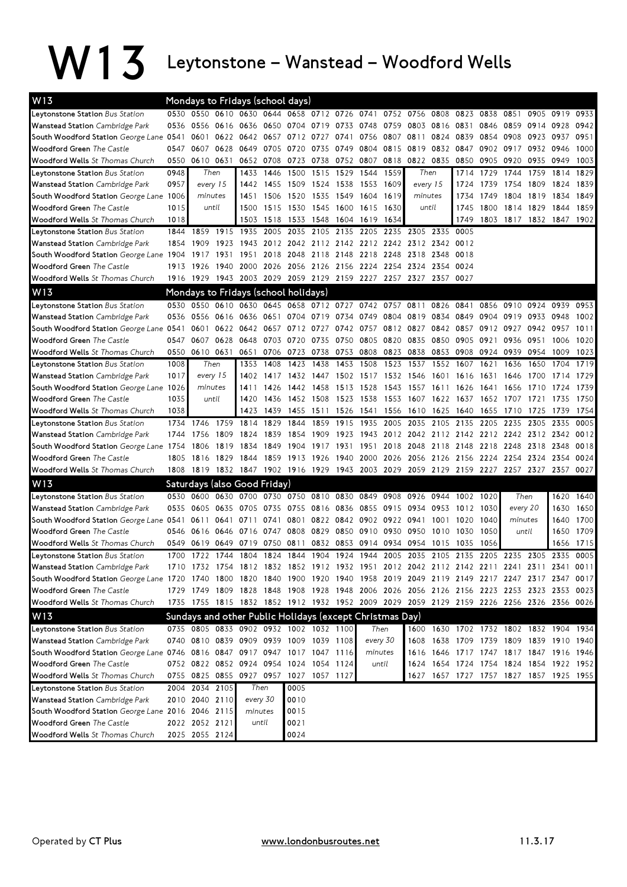# W13 Leytonstone – Wanstead – Woodford Wells

## W13 Mondays to Fridays (school days)

| | | | | | | | | | | | | | | | | | | |
|---|---|---|---|---|---|---|---|---|---|---|---|---|---|---|---|---|---|---|
| **Leytonstone Station** *Bus Station* | 0530 | 0550 | 0610 | 0630 | 0644 | 0658 | 0712 | 0726 | 0741 | 0752 | 0756 | 0808 | 0823 | 0838 | 0851 | 0905 | 0919 | 0933 |
| **Wanstead Station** *Cambridge Park* | 0536 | 0556 | 0616 | 0636 | 0650 | 0704 | 0719 | 0733 | 0748 | 0759 | 0803 | 0816 | 0831 | 0846 | 0859 | 0914 | 0928 | 0942 |
| **South Woodford Station** *George Lane* | 0541 | 0601 | 0622 | 0642 | 0657 | 0712 | 0727 | 0741 | 0756 | 0807 | 0811 | 0824 | 0839 | 0854 | 0908 | 0923 | 0937 | 0951 |
| **Woodford Green** *The Castle* | 0547 | 0607 | 0628 | 0649 | 0705 | 0720 | 0735 | 0749 | 0804 | 0815 | 0819 | 0832 | 0847 | 0902 | 0917 | 0932 | 0946 | 1000 |
| **Woodford Wells** *St Thomas Church* | 0550 | 0610 | 0631 | 0652 | 0708 | 0723 | 0738 | 0752 | 0807 | 0818 | 0822 | 0835 | 0850 | 0905 | 0920 | 0935 | 0949 | 1003 |
| **Leytonstone Station** *Bus Station* | 0948 | Then | | 1433 | 1446 | 1500 | 1515 | 1529 | 1544 | 1559 | Then | | 1714 | 1729 | 1744 | 1759 | 1814 | 1829 |
| **Wanstead Station** *Cambridge Park* | 0957 | every 15 | | 1442 | 1455 | 1509 | 1524 | 1538 | 1553 | 1609 | every 15 | | 1724 | 1739 | 1754 | 1809 | 1824 | 1839 |
| **South Woodford Station** *George Lane* | 1006 | minutes | | 1451 | 1506 | 1520 | 1535 | 1549 | 1604 | 1619 | minutes | | 1734 | 1749 | 1804 | 1819 | 1834 | 1849 |
| **Woodford Green** *The Castle* | 1015 | until | | 1500 | 1515 | 1530 | 1545 | 1600 | 1615 | 1630 | until | | 1745 | 1800 | 1814 | 1829 | 1844 | 1859 |
| **Woodford Wells** *St Thomas Church* | 1018 | | | 1503 | 1518 | 1533 | 1548 | 1604 | 1619 | 1634 | | | 1749 | 1803 | 1817 | 1832 | 1847 | 1902 |
| **Leytonstone Station** *Bus Station* | 1844 | 1859 | 1915 | 1935 | 2005 | 2035 | 2105 | 2135 | 2205 | 2235 | 2305 | 2335 | 0005 | | | | | |
| **Wanstead Station** *Cambridge Park* | 1854 | 1909 | 1923 | 1943 | 2012 | 2042 | 2112 | 2142 | 2212 | 2242 | 2312 | 2342 | 0012 | | | | | |
| **South Woodford Station** *George Lane* | 1904 | 1917 | 1931 | 1951 | 2018 | 2048 | 2118 | 2148 | 2218 | 2248 | 2318 | 2348 | 0018 | | | | | |
| **Woodford Green** *The Castle* | 1913 | 1926 | 1940 | 2000 | 2026 | 2056 | 2126 | 2156 | 2224 | 2254 | 2324 | 2354 | 0024 | | | | | |
| **Woodford Wells** *St Thomas Church* | 1916 | 1929 | 1943 | 2003 | 2029 | 2059 | 2129 | 2159 | 2227 | 2257 | 2327 | 2357 | 0027 | | | | | |

## W13 Mondays to Fridays (school holidays)

| | | | | | | | | | | | | | | | | | | |
|---|---|---|---|---|---|---|---|---|---|---|---|---|---|---|---|---|---|---|
| **Leytonstone Station** *Bus Station* | 0530 | 0550 | 0610 | 0630 | 0645 | 0658 | 0712 | 0727 | 0742 | 0757 | 0811 | 0826 | 0841 | 0856 | 0910 | 0924 | 0939 | 0953 |
| **Wanstead Station** *Cambridge Park* | 0536 | 0556 | 0616 | 0636 | 0651 | 0704 | 0719 | 0734 | 0749 | 0804 | 0819 | 0834 | 0849 | 0904 | 0919 | 0933 | 0948 | 1002 |
| **South Woodford Station** *George Lane* | 0541 | 0601 | 0622 | 0642 | 0657 | 0712 | 0727 | 0742 | 0757 | 0812 | 0827 | 0842 | 0857 | 0912 | 0927 | 0942 | 0957 | 1011 |
| **Woodford Green** *The Castle* | 0547 | 0607 | 0628 | 0648 | 0703 | 0720 | 0735 | 0750 | 0805 | 0820 | 0835 | 0850 | 0905 | 0921 | 0936 | 0951 | 1006 | 1020 |
| **Woodford Wells** *St Thomas Church* | 0550 | 0610 | 0631 | 0651 | 0706 | 0723 | 0738 | 0753 | 0808 | 0823 | 0838 | 0853 | 0908 | 0924 | 0939 | 0954 | 1009 | 1023 |
| **Leytonstone Station** *Bus Station* | 1008 | Then | | 1353 | 1408 | 1423 | 1438 | 1453 | 1508 | 1523 | 1537 | 1552 | 1607 | 1621 | 1636 | 1650 | 1704 | 1719 |
| **Wanstead Station** *Cambridge Park* | 1017 | every 15 | | 1402 | 1417 | 1432 | 1447 | 1502 | 1517 | 1532 | 1546 | 1601 | 1616 | 1631 | 1646 | 1700 | 1714 | 1729 |
| **South Woodford Station** *George Lane* | 1026 | minutes | | 1411 | 1426 | 1442 | 1458 | 1513 | 1528 | 1543 | 1557 | 1611 | 1626 | 1641 | 1656 | 1710 | 1724 | 1739 |
| **Woodford Green** *The Castle* | 1035 | until | | 1420 | 1436 | 1452 | 1508 | 1523 | 1538 | 1553 | 1607 | 1622 | 1637 | 1652 | 1707 | 1721 | 1735 | 1750 |
| **Woodford Wells** *St Thomas Church* | 1038 | | | 1423 | 1439 | 1455 | 1511 | 1526 | 1541 | 1556 | 1610 | 1625 | 1640 | 1655 | 1710 | 1725 | 1739 | 1754 |
| **Leytonstone Station** *Bus Station* | 1734 | 1746 | 1759 | 1814 | 1829 | 1844 | 1859 | 1915 | 1935 | 2005 | 2035 | 2105 | 2135 | 2205 | 2235 | 2305 | 2335 | 0005 |
| **Wanstead Station** *Cambridge Park* | 1744 | 1756 | 1809 | 1824 | 1839 | 1854 | 1909 | 1923 | 1943 | 2012 | 2042 | 2112 | 2142 | 2212 | 2242 | 2312 | 2342 | 0012 |
| **South Woodford Station** *George Lane* | 1754 | 1806 | 1819 | 1834 | 1849 | 1904 | 1917 | 1931 | 1951 | 2018 | 2048 | 2118 | 2148 | 2218 | 2248 | 2318 | 2348 | 0018 |
| **Woodford Green** *The Castle* | 1805 | 1816 | 1829 | 1844 | 1859 | 1913 | 1926 | 1940 | 2000 | 2026 | 2056 | 2126 | 2156 | 2224 | 2254 | 2324 | 2354 | 0024 |
| **Woodford Wells** *St Thomas Church* | 1808 | 1819 | 1832 | 1847 | 1902 | 1916 | 1929 | 1943 | 2003 | 2029 | 2059 | 2129 | 2159 | 2227 | 2257 | 2327 | 2357 | 0027 |

## W13 Saturdays (also Good Friday)

| | | | | | | | | | | | | | | | | | | |
|---|---|---|---|---|---|---|---|---|---|---|---|---|---|---|---|---|---|---|
| **Leytonstone Station** *Bus Station* | 0530 | 0600 | 0630 | 0700 | 0730 | 0750 | 0810 | 0830 | 0849 | 0908 | 0926 | 0944 | 1002 | 1020 | Then | | 1620 | 1640 |
| **Wanstead Station** *Cambridge Park* | 0535 | 0605 | 0635 | 0705 | 0735 | 0755 | 0816 | 0836 | 0855 | 0915 | 0934 | 0953 | 1012 | 1030 | every 20 | | 1630 | 1650 |
| **South Woodford Station** *George Lane* | 0541 | 0611 | 0641 | 0711 | 0741 | 0801 | 0822 | 0842 | 0902 | 0922 | 0941 | 1001 | 1020 | 1040 | minutes | | 1640 | 1700 |
| **Woodford Green** *The Castle* | 0546 | 0616 | 0646 | 0716 | 0747 | 0808 | 0829 | 0850 | 0910 | 0930 | 0950 | 1010 | 1030 | 1050 | until | | 1650 | 1709 |
| **Woodford Wells** *St Thomas Church* | 0549 | 0619 | 0649 | 0719 | 0750 | 0811 | 0832 | 0853 | 0914 | 0934 | 0954 | 1015 | 1035 | 1056 | | | 1656 | 1715 |
| **Leytonstone Station** *Bus Station* | 1700 | 1722 | 1744 | 1804 | 1824 | 1844 | 1904 | 1924 | 1944 | 2005 | 2035 | 2105 | 2135 | 2205 | 2235 | 2305 | 2335 | 0005 |
| **Wanstead Station** *Cambridge Park* | 1710 | 1732 | 1754 | 1812 | 1832 | 1852 | 1912 | 1932 | 1951 | 2012 | 2042 | 2112 | 2142 | 2211 | 2241 | 2311 | 2341 | 0011 |
| **South Woodford Station** *George Lane* | 1720 | 1740 | 1800 | 1820 | 1840 | 1900 | 1920 | 1940 | 1958 | 2019 | 2049 | 2119 | 2149 | 2217 | 2247 | 2317 | 2347 | 0017 |
| **Woodford Green** *The Castle* | 1729 | 1749 | 1809 | 1828 | 1848 | 1908 | 1928 | 1948 | 2006 | 2026 | 2056 | 2126 | 2156 | 2223 | 2253 | 2323 | 2353 | 0023 |
| **Woodford Wells** *St Thomas Church* | 1735 | 1755 | 1815 | 1832 | 1852 | 1912 | 1932 | 1952 | 2009 | 2029 | 2059 | 2129 | 2159 | 2226 | 2256 | 2326 | 2356 | 0026 |

## W13 Sundays and other Public Holidays (except Christmas Day)

| | | | | | | | | | | | | | | | | | | |
|---|---|---|---|---|---|---|---|---|---|---|---|---|---|---|---|---|---|---|
| **Leytonstone Station** *Bus Station* | 0735 | 0805 | 0833 | 0902 | 0932 | 1002 | 1032 | 1100 | Then | | 1600 | 1630 | 1702 | 1732 | 1802 | 1832 | 1904 | 1934 |
| **Wanstead Station** *Cambridge Park* | 0740 | 0810 | 0839 | 0909 | 0939 | 1009 | 1039 | 1108 | every 30 | | 1608 | 1638 | 1709 | 1739 | 1809 | 1839 | 1910 | 1940 |
| **South Woodford Station** *George Lane* | 0746 | 0816 | 0847 | 0917 | 0947 | 1017 | 1047 | 1116 | minutes | | 1616 | 1646 | 1717 | 1747 | 1817 | 1847 | 1916 | 1946 |
| **Woodford Green** *The Castle* | 0752 | 0822 | 0852 | 0924 | 0954 | 1024 | 1054 | 1124 | until | | 1624 | 1654 | 1724 | 1754 | 1824 | 1854 | 1922 | 1952 |
| **Woodford Wells** *St Thomas Church* | 0755 | 0825 | 0855 | 0927 | 0957 | 1027 | 1057 | 1127 | | | 1627 | 1657 | 1727 | 1757 | 1827 | 1857 | 1925 | 1955 |
| **Leytonstone Station** *Bus Station* | 2004 | 2034 | 2105 | Then | | 0005 | | | | | | | | | | | | |
| **Wanstead Station** *Cambridge Park* | 2010 | 2040 | 2110 | every 30 | | 0010 | | | | | | | | | | | | |
| **South Woodford Station** *George Lane* | 2016 | 2046 | 2115 | minutes | | 0015 | | | | | | | | | | | | |
| **Woodford Green** *The Castle* | 2022 | 2052 | 2121 | until | | 0021 | | | | | | | | | | | | |
| **Woodford Wells** *St Thomas Church* | 2025 | 2055 | 2124 | | | 0024 | | | | | | | | | | | | |

Operated by **CT Plus** www.londonbusroutes.net 11.3.17